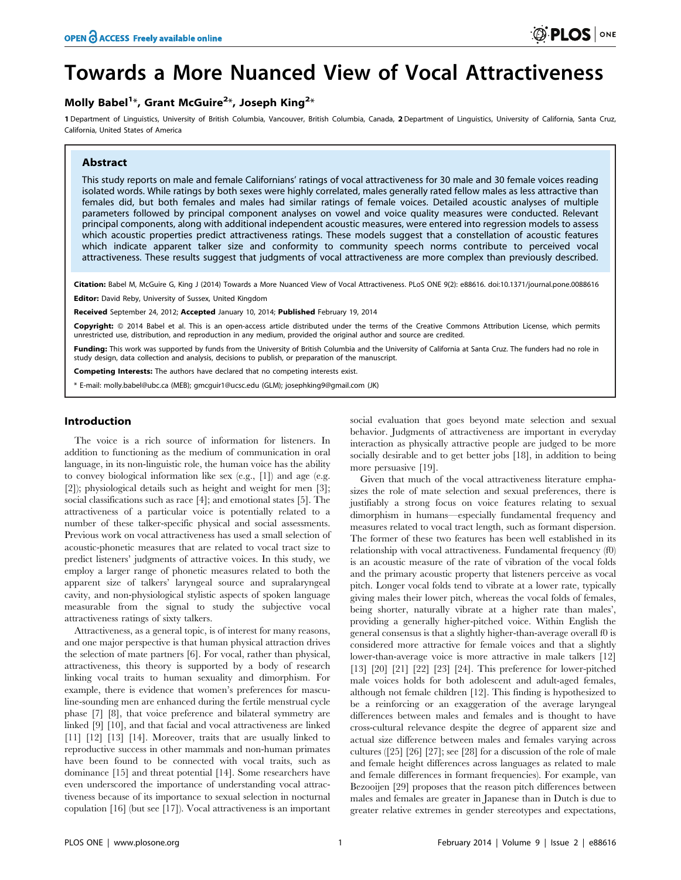# Towards a More Nuanced View of Vocal Attractiveness

**Molly Babel[1]*, Grant McGuire[2]*, Joseph King[2]***

**1** Department of Linguistics, University of British Columbia, Vancouver, British Columbia, Canada, **2** Department of Linguistics, University of California, Santa Cruz, California, United States of America

## Abstract

This study reports on male and female Californians' ratings of vocal attractiveness for 30 male and 30 female voices reading isolated words. While ratings by both sexes were highly correlated, males generally rated fellow males as less attractive than females did, but both females and males had similar ratings of female voices. Detailed acoustic analyses of multiple parameters followed by principal component analyses on vowel and voice quality measures were conducted. Relevant principal components, along with additional independent acoustic measures, were entered into regression models to assess which acoustic properties predict attractiveness ratings. These models suggest that a constellation of acoustic features which indicate apparent talker size and conformity to community speech norms contribute to perceived vocal attractiveness. These results suggest that judgments of vocal attractiveness are more complex than previously described.

**Citation:** Babel M, McGuire G, King J (2014) Towards a More Nuanced View of Vocal Attractiveness. PLoS ONE 9(2): e88616. doi:10.1371/journal.pone.0088616

**Editor:** David Reby, University of Sussex, United Kingdom

**Received** September 24, 2012; **Accepted** January 10, 2014; **Published** February 19, 2014

**Copyright:** © 2014 Babel et al. This is an open-access article distributed under the terms of the Creative Commons Attribution License, which permits unrestricted use, distribution, and reproduction in any medium, provided the original author and source are credited.

**Funding:** This work was supported by funds from the University of British Columbia and the University of California at Santa Cruz. The funders had no role in study design, data collection and analysis, decisions to publish, or preparation of the manuscript.

**Competing Interests:** The authors have declared that no competing interests exist.

* E-mail: molly.babel@ubc.ca (MEB); gmcguir1@ucsc.edu (GLM); josephking9@gmail.com (JK)

## Introduction

The voice is a rich source of information for listeners. In addition to functioning as the medium of communication in oral language, in its non-linguistic role, the human voice has the ability to convey biological information like sex (e.g., [1]) and age (e.g. [2]); physiological details such as height and weight for men [3]; social classifications such as race [4]; and emotional states [5]. The attractiveness of a particular voice is potentially related to a number of these talker-specific physical and social assessments. Previous work on vocal attractiveness has used a small selection of acoustic-phonetic measures that are related to vocal tract size to predict listeners' judgments of attractive voices. In this study, we employ a larger range of phonetic measures related to both the apparent size of talkers' laryngeal source and supralaryngeal cavity, and non-physiological stylistic aspects of spoken language measurable from the signal to study the subjective vocal attractiveness ratings of sixty talkers.

Attractiveness, as a general topic, is of interest for many reasons, and one major perspective is that human physical attraction drives the selection of mate partners [6]. For vocal, rather than physical, attractiveness, this theory is supported by a body of research linking vocal traits to human sexuality and dimorphism. For example, there is evidence that women's preferences for masculine-sounding men are enhanced during the fertile menstrual cycle phase [7] [8], that voice preference and bilateral symmetry are linked [9] [10], and that facial and vocal attractiveness are linked [11] [12] [13] [14]. Moreover, traits that are usually linked to reproductive success in other mammals and non-human primates have been found to be connected with vocal traits, such as dominance [15] and threat potential [14]. Some researchers have even underscored the importance of understanding vocal attractiveness because of its importance to sexual selection in nocturnal copulation [16] (but see [17]). Vocal attractiveness is an important social evaluation that goes beyond mate selection and sexual behavior. Judgments of attractiveness are important in everyday interaction as physically attractive people are judged to be more socially desirable and to get better jobs [18], in addition to being more persuasive [19].

Given that much of the vocal attractiveness literature emphasizes the role of mate selection and sexual preferences, there is justifiably a strong focus on voice features relating to sexual dimorphism in humans—especially fundamental frequency and measures related to vocal tract length, such as formant dispersion. The former of these two features has been well established in its relationship with vocal attractiveness. Fundamental frequency (f0) is an acoustic measure of the rate of vibration of the vocal folds and the primary acoustic property that listeners perceive as vocal pitch. Longer vocal folds tend to vibrate at a lower rate, typically giving males their lower pitch, whereas the vocal folds of females, being shorter, naturally vibrate at a higher rate than males', providing a generally higher-pitched voice. Within English the general consensus is that a slightly higher-than-average overall f0 is considered more attractive for female voices and that a slightly lower-than-average voice is more attractive in male talkers [12] [13] [20] [21] [22] [23] [24]. This preference for lower-pitched male voices holds for both adolescent and adult-aged females, although not female children [12]. This finding is hypothesized to be a reinforcing or an exaggeration of the average laryngeal differences between males and females and is thought to have cross-cultural relevance despite the degree of apparent size and actual size difference between males and females varying across cultures ([25] [26] [27]; see [28] for a discussion of the role of male and female height differences across languages as related to male and female differences in formant frequencies). For example, van Bezooijen [29] proposes that the reason pitch differences between males and females are greater in Japanese than in Dutch is due to greater relative extremes in gender stereotypes and expectations,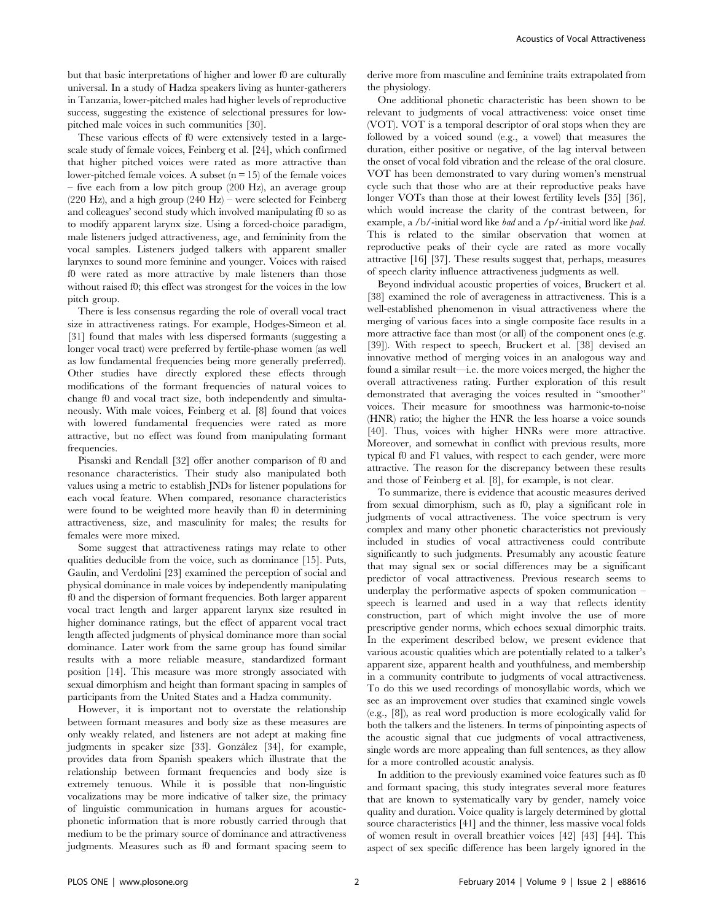but that basic interpretations of higher and lower f0 are culturally universal. In a study of Hadza speakers living as hunter-gatherers in Tanzania, lower-pitched males had higher levels of reproductive success, suggesting the existence of selectional pressures for low-pitched male voices in such communities [30].

These various effects of f0 were extensively tested in a large-scale study of female voices, Feinberg et al. [24], which confirmed that higher pitched voices were rated as more attractive than lower-pitched female voices. A subset (n = 15) of the female voices – five each from a low pitch group (200 Hz), an average group (220 Hz), and a high group (240 Hz) – were selected for Feinberg and colleagues' second study which involved manipulating f0 so as to modify apparent larynx size. Using a forced-choice paradigm, male listeners judged attractiveness, age, and femininity from the vocal samples. Listeners judged talkers with apparent smaller larynxes to sound more feminine and younger. Voices with raised f0 were rated as more attractive by male listeners than those without raised f0; this effect was strongest for the voices in the low pitch group.

There is less consensus regarding the role of overall vocal tract size in attractiveness ratings. For example, Hodges-Simeon et al. [31] found that males with less dispersed formants (suggesting a longer vocal tract) were preferred by fertile-phase women (as well as low fundamental frequencies being more generally preferred). Other studies have directly explored these effects through modifications of the formant frequencies of natural voices to change f0 and vocal tract size, both independently and simultaneously. With male voices, Feinberg et al. [8] found that voices with lowered fundamental frequencies were rated as more attractive, but no effect was found from manipulating formant frequencies.

Pisanski and Rendall [32] offer another comparison of f0 and resonance characteristics. Their study also manipulated both values using a metric to establish JNDs for listener populations for each vocal feature. When compared, resonance characteristics were found to be weighted more heavily than f0 in determining attractiveness, size, and masculinity for males; the results for females were more mixed.

Some suggest that attractiveness ratings may relate to other qualities deducible from the voice, such as dominance [15]. Puts, Gaulin, and Verdolini [23] examined the perception of social and physical dominance in male voices by independently manipulating f0 and the dispersion of formant frequencies. Both larger apparent vocal tract length and larger apparent larynx size resulted in higher dominance ratings, but the effect of apparent vocal tract length affected judgments of physical dominance more than social dominance. Later work from the same group has found similar results with a more reliable measure, standardized formant position [14]. This measure was more strongly associated with sexual dimorphism and height than formant spacing in samples of participants from the United States and a Hadza community.

However, it is important not to overstate the relationship between formant measures and body size as these measures are only weakly related, and listeners are not adept at making fine judgments in speaker size [33]. González [34], for example, provides data from Spanish speakers which illustrate that the relationship between formant frequencies and body size is extremely tenuous. While it is possible that non-linguistic vocalizations may be more indicative of talker size, the primacy of linguistic communication in humans argues for acoustic-phonetic information that is more robustly carried through that medium to be the primary source of dominance and attractiveness judgments. Measures such as f0 and formant spacing seem to derive more from masculine and feminine traits extrapolated from the physiology.

One additional phonetic characteristic has been shown to be relevant to judgments of vocal attractiveness: voice onset time (VOT). VOT is a temporal descriptor of oral stops when they are followed by a voiced sound (e.g., a vowel) that measures the duration, either positive or negative, of the lag interval between the onset of vocal fold vibration and the release of the oral closure. VOT has been demonstrated to vary during women's menstrual cycle such that those who are at their reproductive peaks have longer VOTs than those at their lowest fertility levels [35] [36], which would increase the clarity of the contrast between, for example, a /b/-initial word like *bad* and a /p/-initial word like *pad*. This is related to the similar observation that women at reproductive peaks of their cycle are rated as more vocally attractive [16] [37]. These results suggest that, perhaps, measures of speech clarity influence attractiveness judgments as well.

Beyond individual acoustic properties of voices, Bruckert et al. [38] examined the role of averageness in attractiveness. This is a well-established phenomenon in visual attractiveness where the merging of various faces into a single composite face results in a more attractive face than most (or all) of the component ones (e.g. [39]). With respect to speech, Bruckert et al. [38] devised an innovative method of merging voices in an analogous way and found a similar result—i.e. the more voices merged, the higher the overall attractiveness rating. Further exploration of this result demonstrated that averaging the voices resulted in "smoother" voices. Their measure for smoothness was harmonic-to-noise (HNR) ratio; the higher the HNR the less hoarse a voice sounds [40]. Thus, voices with higher HNRs were more attractive. Moreover, and somewhat in conflict with previous results, more typical f0 and F1 values, with respect to each gender, were more attractive. The reason for the discrepancy between these results and those of Feinberg et al. [8], for example, is not clear.

To summarize, there is evidence that acoustic measures derived from sexual dimorphism, such as f0, play a significant role in judgments of vocal attractiveness. The voice spectrum is very complex and many other phonetic characteristics not previously included in studies of vocal attractiveness could contribute significantly to such judgments. Presumably any acoustic feature that may signal sex or social differences may be a significant predictor of vocal attractiveness. Previous research seems to underplay the performative aspects of spoken communication – speech is learned and used in a way that reflects identity construction, part of which might involve the use of more prescriptive gender norms, which echoes sexual dimorphic traits. In the experiment described below, we present evidence that various acoustic qualities which are potentially related to a talker's apparent size, apparent health and youthfulness, and membership in a community contribute to judgments of vocal attractiveness. To do this we used recordings of monosyllabic words, which we see as an improvement over studies that examined single vowels (e.g., [8]), as real word production is more ecologically valid for both the talkers and the listeners. In terms of pinpointing aspects of the acoustic signal that cue judgments of vocal attractiveness, single words are more appealing than full sentences, as they allow for a more controlled acoustic analysis.

In addition to the previously examined voice features such as f0 and formant spacing, this study integrates several more features that are known to systematically vary by gender, namely voice quality and duration. Voice quality is largely determined by glottal source characteristics [41] and the thinner, less massive vocal folds of women result in overall breathier voices [42] [43] [44]. This aspect of sex specific difference has been largely ignored in the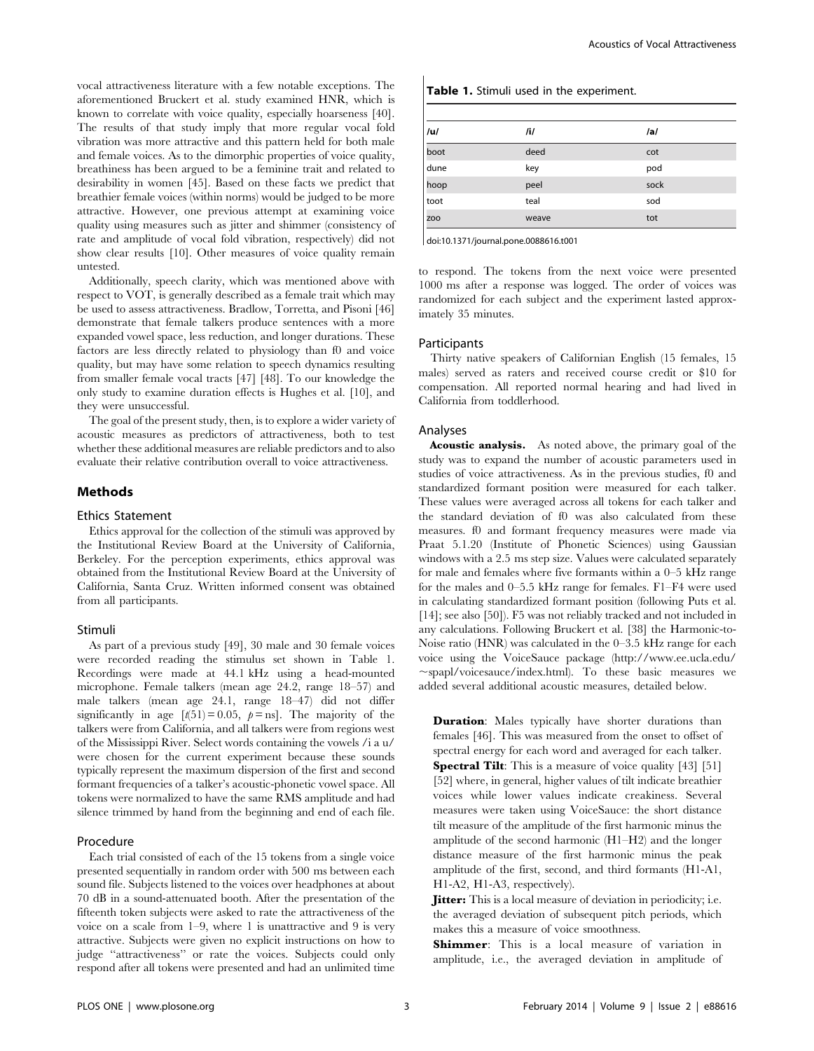vocal attractiveness literature with a few notable exceptions. The aforementioned Bruckert et al. study examined HNR, which is known to correlate with voice quality, especially hoarseness [40]. The results of that study imply that more regular vocal fold vibration was more attractive and this pattern held for both male and female voices. As to the dimorphic properties of voice quality, breathiness has been argued to be a feminine trait and related to desirability in women [45]. Based on these facts we predict that breathier female voices (within norms) would be judged to be more attractive. However, one previous attempt at examining voice quality using measures such as jitter and shimmer (consistency of rate and amplitude of vocal fold vibration, respectively) did not show clear results [10]. Other measures of voice quality remain untested.

Additionally, speech clarity, which was mentioned above with respect to VOT, is generally described as a female trait which may be used to assess attractiveness. Bradlow, Torretta, and Pisoni [46] demonstrate that female talkers produce sentences with a more expanded vowel space, less reduction, and longer durations. These factors are less directly related to physiology than f0 and voice quality, but may have some relation to speech dynamics resulting from smaller female vocal tracts [47] [48]. To our knowledge the only study to examine duration effects is Hughes et al. [10], and they were unsuccessful.

The goal of the present study, then, is to explore a wider variety of acoustic measures as predictors of attractiveness, both to test whether these additional measures are reliable predictors and to also evaluate their relative contribution overall to voice attractiveness.

## Methods

### Ethics Statement

Ethics approval for the collection of the stimuli was approved by the Institutional Review Board at the University of California, Berkeley. For the perception experiments, ethics approval was obtained from the Institutional Review Board at the University of California, Santa Cruz. Written informed consent was obtained from all participants.

### Stimuli

As part of a previous study [49], 30 male and 30 female voices were recorded reading the stimulus set shown in Table 1. Recordings were made at 44.1 kHz using a head-mounted microphone. Female talkers (mean age 24.2, range 18–57) and male talkers (mean age 24.1, range 18–47) did not differ significantly in age [$t(51) = 0.05$, $p =$ ns]. The majority of the talkers were from California, and all talkers were from regions west of the Mississippi River. Select words containing the vowels /i a u/ were chosen for the current experiment because these sounds typically represent the maximum dispersion of the first and second formant frequencies of a talker's acoustic-phonetic vowel space. All tokens were normalized to have the same RMS amplitude and had silence trimmed by hand from the beginning and end of each file.

### Procedure

Each trial consisted of each of the 15 tokens from a single voice presented sequentially in random order with 500 ms between each sound file. Subjects listened to the voices over headphones at about 70 dB in a sound-attenuated booth. After the presentation of the fifteenth token subjects were asked to rate the attractiveness of the voice on a scale from 1–9, where 1 is unattractive and 9 is very attractive. Subjects were given no explicit instructions on how to judge "attractiveness" or rate the voices. Subjects could only respond after all tokens were presented and had an unlimited time to respond. The tokens from the next voice were presented 1000 ms after a response was logged. The order of voices was randomized for each subject and the experiment lasted approximately 35 minutes.

**Table 1.** Stimuli used in the experiment.

| /u/ | /i/ | /a/ |
| --- | --- | --- |
| boot | deed | cot |
| dune | key | pod |
| hoop | peel | sock |
| toot | teal | sod |
| zoo | weave | tot |

doi:10.1371/journal.pone.0088616.t001

### Participants

Thirty native speakers of Californian English (15 females, 15 males) served as raters and received course credit or \$10 for compensation. All reported normal hearing and had lived in California from toddlerhood.

### Analyses

**Acoustic analysis.** As noted above, the primary goal of the study was to expand the number of acoustic parameters used in studies of voice attractiveness. As in the previous studies, f0 and standardized formant position were measured for each talker. These values were averaged across all tokens for each talker and the standard deviation of f0 was also calculated from these measures. f0 and formant frequency measures were made via Praat 5.1.20 (Institute of Phonetic Sciences) using Gaussian windows with a 2.5 ms step size. Values were calculated separately for male and females where five formants within a 0–5 kHz range for the males and 0–5.5 kHz range for females. F1–F4 were used in calculating standardized formant position (following Puts et al. [14]; see also [50]). F5 was not reliably tracked and not included in any calculations. Following Bruckert et al. [38] the Harmonic-to-Noise ratio (HNR) was calculated in the 0–3.5 kHz range for each voice using the VoiceSauce package (http://www.ee.ucla.edu/~spapl/voicesauce/index.html). To these basic measures we added several additional acoustic measures, detailed below.

**Duration**: Males typically have shorter durations than females [46]. This was measured from the onset to offset of spectral energy for each word and averaged for each talker.

**Spectral Tilt**: This is a measure of voice quality [43] [51] [52] where, in general, higher values of tilt indicate breathier voices while lower values indicate creakiness. Several measures were taken using VoiceSauce: the short distance tilt measure of the amplitude of the first harmonic minus the amplitude of the second harmonic (H1–H2) and the longer distance measure of the first harmonic minus the peak amplitude of the first, second, and third formants (H1-A1, H1-A2, H1-A3, respectively).

**Jitter:** This is a local measure of deviation in periodicity; i.e. the averaged deviation of subsequent pitch periods, which makes this a measure of voice smoothness.

**Shimmer**: This is a local measure of variation in amplitude, i.e., the averaged deviation in amplitude of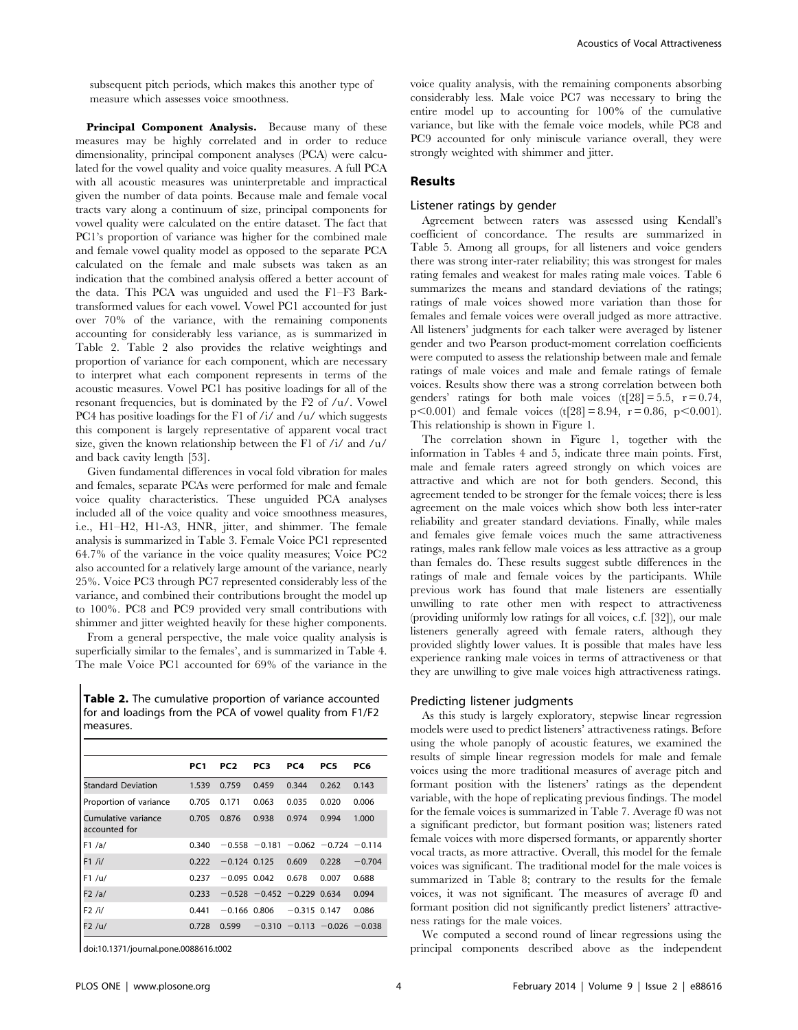subsequent pitch periods, which makes this another type of measure which assesses voice smoothness.

**Principal Component Analysis.** Because many of these measures may be highly correlated and in order to reduce dimensionality, principal component analyses (PCA) were calculated for the vowel quality and voice quality measures. A full PCA with all acoustic measures was uninterpretable and impractical given the number of data points. Because male and female vocal tracts vary along a continuum of size, principal components for vowel quality were calculated on the entire dataset. The fact that PC1's proportion of variance was higher for the combined male and female vowel quality model as opposed to the separate PCA calculated on the female and male subsets was taken as an indication that the combined analysis offered a better account of the data. This PCA was unguided and used the F1–F3 Bark-transformed values for each vowel. Vowel PC1 accounted for just over 70% of the variance, with the remaining components accounting for considerably less variance, as is summarized in Table 2. Table 2 also provides the relative weightings and proportion of variance for each component, which are necessary to interpret what each component represents in terms of the acoustic measures. Vowel PC1 has positive loadings for all of the resonant frequencies, but is dominated by the F2 of /u/. Vowel PC4 has positive loadings for the F1 of /i/ and /u/ which suggests this component is largely representative of apparent vocal tract size, given the known relationship between the F1 of /i/ and /u/ and back cavity length [53].

Given fundamental differences in vocal fold vibration for males and females, separate PCAs were performed for male and female voice quality characteristics. These unguided PCA analyses included all of the voice quality and voice smoothness measures, i.e., H1–H2, H1-A3, HNR, jitter, and shimmer. The female analysis is summarized in Table 3. Female Voice PC1 represented 64.7% of the variance in the voice quality measures; Voice PC2 also accounted for a relatively large amount of the variance, nearly 25%. Voice PC3 through PC7 represented considerably less of the variance, and combined their contributions brought the model up to 100%. PC8 and PC9 provided very small contributions with shimmer and jitter weighted heavily for these higher components.

From a general perspective, the male voice quality analysis is superficially similar to the females', and is summarized in Table 4. The male Voice PC1 accounted for 69% of the variance in the voice quality analysis, with the remaining components absorbing considerably less. Male voice PC7 was necessary to bring the entire model up to accounting for 100% of the cumulative variance, but like with the female voice models, while PC8 and PC9 accounted for only miniscule variance overall, they were strongly weighted with shimmer and jitter.

**Table 2.** The cumulative proportion of variance accounted for and loadings from the PCA of vowel quality from F1/F2 measures.

| | PC1 | PC2 | PC3 | PC4 | PC5 | PC6 |
|---|---|---|---|---|---|---|
| Standard Deviation | 1.539 | 0.759 | 0.459 | 0.344 | 0.262 | 0.143 |
| Proportion of variance | 0.705 | 0.171 | 0.063 | 0.035 | 0.020 | 0.006 |
| Cumulative variance accounted for | 0.705 | 0.876 | 0.938 | 0.974 | 0.994 | 1.000 |
| F1 /a/ | 0.340 | −0.558 | −0.181 | −0.062 | −0.724 | −0.114 |
| F1 /i/ | 0.222 | −0.124 | 0.125 | 0.609 | 0.228 | −0.704 |
| F1 /u/ | 0.237 | −0.095 | 0.042 | 0.678 | 0.007 | 0.688 |
| F2 /a/ | 0.233 | −0.528 | −0.452 | −0.229 | 0.634 | 0.094 |
| F2 /i/ | 0.441 | −0.166 | 0.806 | −0.315 | 0.147 | 0.086 |
| F2 /u/ | 0.728 | 0.599 | −0.310 | −0.113 | −0.026 | −0.038 |

doi:10.1371/journal.pone.0088616.t002

## Results

### Listener ratings by gender

Agreement between raters was assessed using Kendall's coefficient of concordance. The results are summarized in Table 5. Among all groups, for all listeners and voice genders there was strong inter-rater reliability; this was strongest for males rating females and weakest for males rating male voices. Table 6 summarizes the means and standard deviations of the ratings; ratings of male voices showed more variation than those for females and female voices were overall judged as more attractive. All listeners' judgments for each talker were averaged by listener gender and two Pearson product-moment correlation coefficients were computed to assess the relationship between male and female ratings of male voices and male and female ratings of female voices. Results show there was a strong correlation between both genders' ratings for both male voices ($t[28] = 5.5$, $r = 0.74$, $p < 0.001$) and female voices ($t[28] = 8.94$, $r = 0.86$, $p < 0.001$). This relationship is shown in Figure 1.

The correlation shown in Figure 1, together with the information in Tables 4 and 5, indicate three main points. First, male and female raters agreed strongly on which voices are attractive and which are not for both genders. Second, this agreement tended to be stronger for the female voices; there is less agreement on the male voices which show both less inter-rater reliability and greater standard deviations. Finally, while males and females give female voices much the same attractiveness ratings, males rank fellow male voices as less attractive as a group than females do. These results suggest subtle differences in the ratings of male and female voices by the participants. While previous work has found that male listeners are essentially unwilling to rate other men with respect to attractiveness (providing uniformly low ratings for all voices, c.f. [32]), our male listeners generally agreed with female raters, although they provided slightly lower values. It is possible that males have less experience ranking male voices in terms of attractiveness or that they are unwilling to give male voices high attractiveness ratings.

### Predicting listener judgments

As this study is largely exploratory, stepwise linear regression models were used to predict listeners' attractiveness ratings. Before using the whole panoply of acoustic features, we examined the results of simple linear regression models for male and female voices using the more traditional measures of average pitch and formant position with the listeners' ratings as the dependent variable, with the hope of replicating previous findings. The model for the female voices is summarized in Table 7. Average f0 was not a significant predictor, but formant position was; listeners rated female voices with more dispersed formants, or apparently shorter vocal tracts, as more attractive. Overall, this model for the female voices was significant. The traditional model for the male voices is summarized in Table 8; contrary to the results for the female voices, it was not significant. The measures of average f0 and formant position did not significantly predict listeners' attractiveness ratings for the male voices.

We computed a second round of linear regressions using the principal components described above as the independent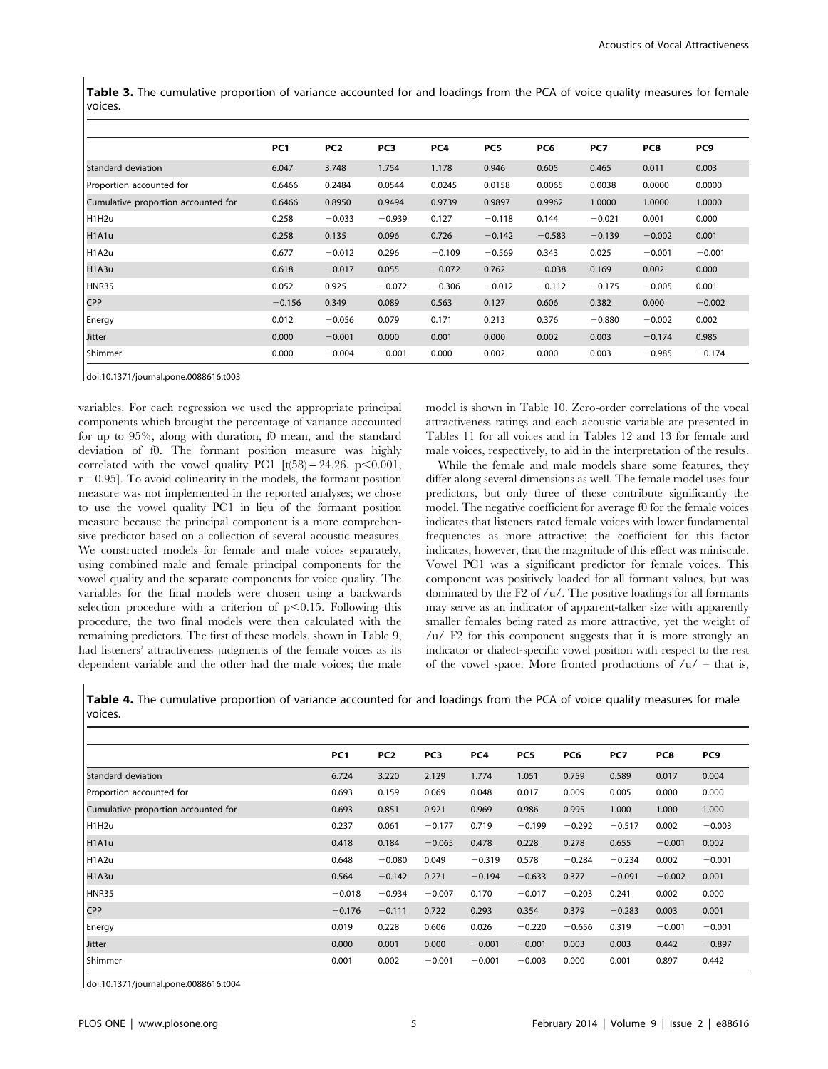**Table 3.** The cumulative proportion of variance accounted for and loadings from the PCA of voice quality measures for female voices.

| | PC1 | PC2 | PC3 | PC4 | PC5 | PC6 | PC7 | PC8 | PC9 |
|---|---|---|---|---|---|---|---|---|---|
| Standard deviation | 6.047 | 3.748 | 1.754 | 1.178 | 0.946 | 0.605 | 0.465 | 0.011 | 0.003 |
| Proportion accounted for | 0.6466 | 0.2484 | 0.0544 | 0.0245 | 0.0158 | 0.0065 | 0.0038 | 0.0000 | 0.0000 |
| Cumulative proportion accounted for | 0.6466 | 0.8950 | 0.9494 | 0.9739 | 0.9897 | 0.9962 | 1.0000 | 1.0000 | 1.0000 |
| H1H2u | 0.258 | −0.033 | −0.939 | 0.127 | −0.118 | 0.144 | −0.021 | 0.001 | 0.000 |
| H1A1u | 0.258 | 0.135 | 0.096 | 0.726 | −0.142 | −0.583 | −0.139 | −0.002 | 0.001 |
| H1A2u | 0.677 | −0.012 | 0.296 | −0.109 | −0.569 | 0.343 | 0.025 | −0.001 | −0.001 |
| H1A3u | 0.618 | −0.017 | 0.055 | −0.072 | 0.762 | −0.038 | 0.169 | 0.002 | 0.000 |
| HNR35 | 0.052 | 0.925 | −0.072 | −0.306 | −0.012 | −0.112 | −0.175 | −0.005 | 0.001 |
| CPP | −0.156 | 0.349 | 0.089 | 0.563 | 0.127 | 0.606 | 0.382 | 0.000 | −0.002 |
| Energy | 0.012 | −0.056 | 0.079 | 0.171 | 0.213 | 0.376 | −0.880 | −0.002 | 0.002 |
| Jitter | 0.000 | −0.001 | 0.000 | 0.001 | 0.000 | 0.002 | 0.003 | −0.174 | 0.985 |
| Shimmer | 0.000 | −0.004 | −0.001 | 0.000 | 0.002 | 0.000 | 0.003 | −0.985 | −0.174 |

doi:10.1371/journal.pone.0088616.t003

variables. For each regression we used the appropriate principal components which brought the percentage of variance accounted for up to 95%, along with duration, f0 mean, and the standard deviation of f0. The formant position measure was highly correlated with the vowel quality PC1 [$t(58) = 24.26$, $p < 0.001$, $r = 0.95$]. To avoid colinearity in the models, the formant position measure was not implemented in the reported analyses; we chose to use the vowel quality PC1 in lieu of the formant position measure because the principal component is a more comprehensive predictor based on a collection of several acoustic measures. We constructed models for female and male voices separately, using combined male and female principal components for the vowel quality and the separate components for voice quality. The variables for the final models were chosen using a backwards selection procedure with a criterion of $p < 0.15$. Following this procedure, the two final models were then calculated with the remaining predictors. The first of these models, shown in Table 9, had listeners' attractiveness judgments of the female voices as its dependent variable and the other had the male voices; the male model is shown in Table 10. Zero-order correlations of the vocal attractiveness ratings and each acoustic variable are presented in Tables 11 for all voices and in Tables 12 and 13 for female and male voices, respectively, to aid in the interpretation of the results.

While the female and male models share some features, they differ along several dimensions as well. The female model uses four predictors, but only three of these contribute significantly the model. The negative coefficient for average f0 for the female voices indicates that listeners rated female voices with lower fundamental frequencies as more attractive; the coefficient for this factor indicates, however, that the magnitude of this effect was miniscule. Vowel PC1 was a significant predictor for female voices. This component was positively loaded for all formant values, but was dominated by the F2 of /u/. The positive loadings for all formants may serve as an indicator of apparent-talker size with apparently smaller females being rated as more attractive, yet the weight of /u/ F2 for this component suggests that it is more strongly an indicator or dialect-specific vowel position with respect to the rest of the vowel space. More fronted productions of /u/ – that is,

**Table 4.** The cumulative proportion of variance accounted for and loadings from the PCA of voice quality measures for male voices.

| | PC1 | PC2 | PC3 | PC4 | PC5 | PC6 | PC7 | PC8 | PC9 |
|---|---|---|---|---|---|---|---|---|---|
| Standard deviation | 6.724 | 3.220 | 2.129 | 1.774 | 1.051 | 0.759 | 0.589 | 0.017 | 0.004 |
| Proportion accounted for | 0.693 | 0.159 | 0.069 | 0.048 | 0.017 | 0.009 | 0.005 | 0.000 | 0.000 |
| Cumulative proportion accounted for | 0.693 | 0.851 | 0.921 | 0.969 | 0.986 | 0.995 | 1.000 | 1.000 | 1.000 |
| H1H2u | 0.237 | 0.061 | −0.177 | 0.719 | −0.199 | −0.292 | −0.517 | 0.002 | −0.003 |
| H1A1u | 0.418 | 0.184 | −0.065 | 0.478 | 0.228 | 0.278 | 0.655 | −0.001 | 0.002 |
| H1A2u | 0.648 | −0.080 | 0.049 | −0.319 | 0.578 | −0.284 | −0.234 | 0.002 | −0.001 |
| H1A3u | 0.564 | −0.142 | 0.271 | −0.194 | −0.633 | 0.377 | −0.091 | −0.002 | 0.001 |
| HNR35 | −0.018 | −0.934 | −0.007 | 0.170 | −0.017 | −0.203 | 0.241 | 0.002 | 0.000 |
| CPP | −0.176 | −0.111 | 0.722 | 0.293 | 0.354 | 0.379 | −0.283 | 0.003 | 0.001 |
| Energy | 0.019 | 0.228 | 0.606 | 0.026 | −0.220 | −0.656 | 0.319 | −0.001 | −0.001 |
| Jitter | 0.000 | 0.001 | 0.000 | −0.001 | −0.001 | 0.003 | 0.003 | 0.442 | −0.897 |
| Shimmer | 0.001 | 0.002 | −0.001 | −0.001 | −0.003 | 0.000 | 0.001 | 0.897 | 0.442 |

doi:10.1371/journal.pone.0088616.t004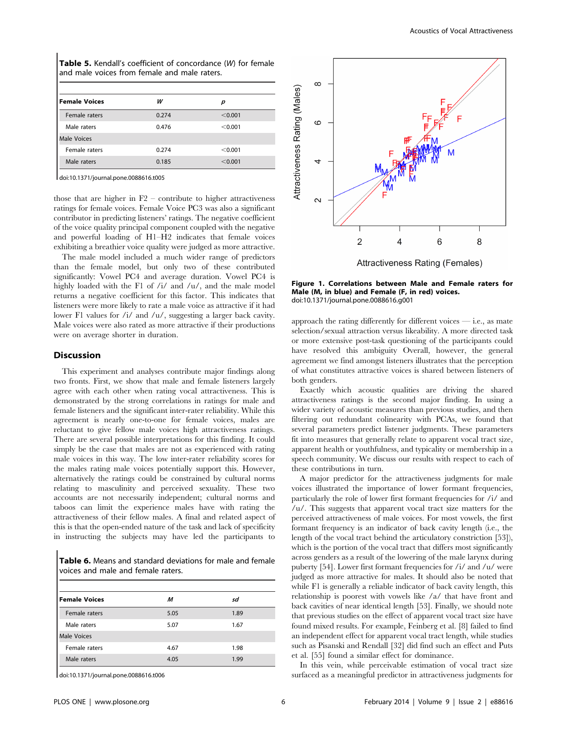**Table 5.** Kendall's coefficient of concordance (*W*) for female and male voices from female and male raters.

| Female Voices | *W* | *p* |
|---|---|---|
| Female raters | 0.274 | <0.001 |
| Male raters | 0.476 | <0.001 |
| Male Voices | | |
| Female raters | 0.274 | <0.001 |
| Male raters | 0.185 | <0.001 |

doi:10.1371/journal.pone.0088616.t005

those that are higher in F2 – contribute to higher attractiveness ratings for female voices. Female Voice PC3 was also a significant contributor in predicting listeners' ratings. The negative coefficient of the voice quality principal component coupled with the negative and powerful loading of H1–H2 indicates that female voices exhibiting a breathier voice quality were judged as more attractive.

The male model included a much wider range of predictors than the female model, but only two of these contributed significantly: Vowel PC4 and average duration. Vowel PC4 is highly loaded with the F1 of /i/ and /u/, and the male model returns a negative coefficient for this factor. This indicates that listeners were more likely to rate a male voice as attractive if it had lower F1 values for /i/ and /u/, suggesting a larger back cavity. Male voices were also rated as more attractive if their productions were on average shorter in duration.

## Discussion

This experiment and analyses contribute major findings along two fronts. First, we show that male and female listeners largely agree with each other when rating vocal attractiveness. This is demonstrated by the strong correlations in ratings for male and female listeners and the significant inter-rater reliability. While this agreement is nearly one-to-one for female voices, males are reluctant to give fellow male voices high attractiveness ratings. There are several possible interpretations for this finding. It could simply be the case that males are not as experienced with rating male voices in this way. The low inter-rater reliability scores for the males rating male voices potentially support this. However, alternatively the ratings could be constrained by cultural norms relating to masculinity and perceived sexuality. These two accounts are not necessarily independent; cultural norms and taboos can limit the experience males have with rating the attractiveness of their fellow males. A final and related aspect of this is that the open-ended nature of the task and lack of specificity in instructing the subjects may have led the participants to approach the rating differently for different voices — i.e., as mate selection/sexual attraction versus likeability. A more directed task or more extensive post-task questioning of the participants could have resolved this ambiguity Overall, however, the general agreement we find amongst listeners illustrates that the perception of what constitutes attractive voices is shared between listeners of both genders.

**Table 6.** Means and standard deviations for male and female voices and male and female raters.

| Female Voices | *M* | *sd* |
|---|---|---|
| Female raters | 5.05 | 1.89 |
| Male raters | 5.07 | 1.67 |
| Male Voices | | |
| Female raters | 4.67 | 1.98 |
| Male raters | 4.05 | 1.99 |

doi:10.1371/journal.pone.0088616.t006

**Figure 1. Correlations between Male and Female raters for Male (M, in blue) and Female (F, in red) voices.**
doi:10.1371/journal.pone.0088616.g001

Exactly which acoustic qualities are driving the shared attractiveness ratings is the second major finding. In using a wider variety of acoustic measures than previous studies, and then filtering out redundant colinearity with PCAs, we found that several parameters predict listener judgments. These parameters fit into measures that generally relate to apparent vocal tract size, apparent health or youthfulness, and typicality or membership in a speech community. We discuss our results with respect to each of these contributions in turn.

A major predictor for the attractiveness judgments for male voices illustrated the importance of lower formant frequencies, particularly the role of lower first formant frequencies for /i/ and /u/. This suggests that apparent vocal tract size matters for the perceived attractiveness of male voices. For most vowels, the first formant frequency is an indicator of back cavity length (i.e., the length of the vocal tract behind the articulatory constriction [53]), which is the portion of the vocal tract that differs most significantly across genders as a result of the lowering of the male larynx during puberty [54]. Lower first formant frequencies for /i/ and /u/ were judged as more attractive for males. It should also be noted that while F1 is generally a reliable indicator of back cavity length, this relationship is poorest with vowels like /a/ that have front and back cavities of near identical length [53]. Finally, we should note that previous studies on the effect of apparent vocal tract size have found mixed results. For example, Feinberg et al. [8] failed to find an independent effect for apparent vocal tract length, while studies such as Pisanski and Rendall [32] did find such an effect and Puts et al. [55] found a similar effect for dominance.

In this vein, while perceivable estimation of vocal tract size surfaced as a meaningful predictor in attractiveness judgments for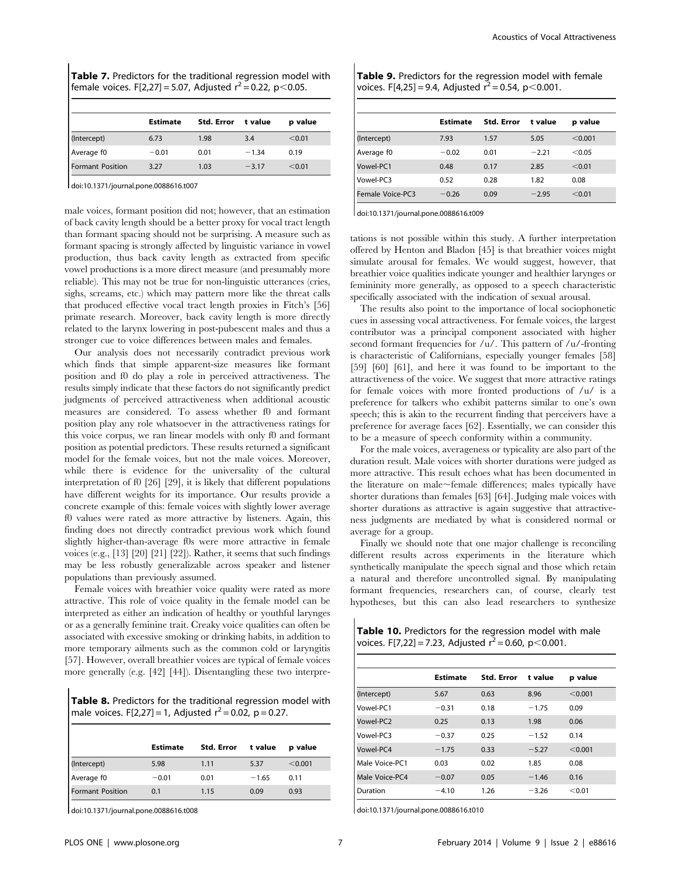**Table 7.** Predictors for the traditional regression model with female voices. $F[2,27] = 5.07$, Adjusted $r^2 = 0.22$, $p < 0.05$.

| | Estimate | Std. Error | t value | p value |
|---|---|---|---|---|
| (Intercept) | 6.73 | 1.98 | 3.4 | <0.01 |
| Average f0 | −0.01 | 0.01 | −1.34 | 0.19 |
| Formant Position | 3.27 | 1.03 | −3.17 | <0.01 |

doi:10.1371/journal.pone.0088616.t007

male voices, formant position did not; however, that an estimation of back cavity length should be a better proxy for vocal tract length than formant spacing should not be surprising. A measure such as formant spacing is strongly affected by linguistic variance in vowel production, thus back cavity length as extracted from specific vowel productions is a more direct measure (and presumably more reliable). This may not be true for non-linguistic utterances (cries, sighs, screams, etc.) which may pattern more like the threat calls that produced effective vocal tract length proxies in Fitch's [56] primate research. Moreover, back cavity length is more directly related to the larynx lowering in post-pubescent males and thus a stronger cue to voice differences between males and females.

Our analysis does not necessarily contradict previous work which finds that simple apparent-size measures like formant position and f0 do play a role in perceived attractiveness. The results simply indicate that these factors do not significantly predict judgments of perceived attractiveness when additional acoustic measures are considered. To assess whether f0 and formant position play any role whatsoever in the attractiveness ratings for this voice corpus, we ran linear models with only f0 and formant position as potential predictors. These results returned a significant model for the female voices, but not the male voices. Moreover, while there is evidence for the universality of the cultural interpretation of f0 [26] [29], it is likely that different populations have different weights for its importance. Our results provide a concrete example of this: female voices with slightly lower average f0 values were rated as more attractive by listeners. Again, this finding does not directly contradict previous work which found slightly higher-than-average f0s were more attractive in female voices (e.g., [13] [20] [21] [22]). Rather, it seems that such findings may be less robustly generalizable across speaker and listener populations than previously assumed.

Female voices with breathier voice quality were rated as more attractive. This role of voice quality in the female model can be interpreted as either an indication of healthy or youthful larynges or as a generally feminine trait. Creaky voice qualities can often be associated with excessive smoking or drinking habits, in addition to more temporary ailments such as the common cold or laryngitis [57]. However, overall breathier voices are typical of female voices more generally (e.g. [42] [44]). Disentangling these two interpretations is not possible within this study. A further interpretation offered by Henton and Bladon [45] is that breathier voices might simulate arousal for females. We would suggest, however, that breathier voice qualities indicate younger and healthier larynges or femininity more generally, as opposed to a speech characteristic specifically associated with the indication of sexual arousal.

**Table 8.** Predictors for the traditional regression model with male voices. $F[2,27] = 1$, Adjusted $r^2 = 0.02$, $p = 0.27$.

| | Estimate | Std. Error | t value | p value |
|---|---|---|---|---|
| (Intercept) | 5.98 | 1.11 | 5.37 | <0.001 |
| Average f0 | −0.01 | 0.01 | −1.65 | 0.11 |
| Formant Position | 0.1 | 1.15 | 0.09 | 0.93 |

doi:10.1371/journal.pone.0088616.t008

**Table 9.** Predictors for the regression model with female voices. $F[4,25] = 9.4$, Adjusted $r^2 = 0.54$, $p < 0.001$.

| | Estimate | Std. Error | t value | p value |
|---|---|---|---|---|
| (Intercept) | 7.93 | 1.57 | 5.05 | <0.001 |
| Average f0 | −0.02 | 0.01 | −2.21 | <0.05 |
| Vowel-PC1 | 0.48 | 0.17 | 2.85 | <0.01 |
| Vowel-PC3 | 0.52 | 0.28 | 1.82 | 0.08 |
| Female Voice-PC3 | −0.26 | 0.09 | −2.95 | <0.01 |

doi:10.1371/journal.pone.0088616.t009

The results also point to the importance of local sociophonetic cues in assessing vocal attractiveness. For female voices, the largest contributor was a principal component associated with higher second formant frequencies for /u/. This pattern of /u/-fronting is characteristic of Californians, especially younger females [58] [59] [60] [61], and here it was found to be important to the attractiveness of the voice. We suggest that more attractive ratings for female voices with more fronted productions of /u/ is a preference for talkers who exhibit patterns similar to one's own speech; this is akin to the recurrent finding that perceivers have a preference for average faces [62]. Essentially, we can consider this to be a measure of speech conformity within a community.

For the male voices, averageness or typicality are also part of the duration result. Male voices with shorter durations were judged as more attractive. This result echoes what has been documented in the literature on male~female differences; males typically have shorter durations than females [63] [64]. Judging male voices with shorter durations as attractive is again suggestive that attractiveness judgments are mediated by what is considered normal or average for a group.

Finally we should note that one major challenge is reconciling different results across experiments in the literature which synthetically manipulate the speech signal and those which retain a natural and therefore uncontrolled signal. By manipulating formant frequencies, researchers can, of course, clearly test hypotheses, but this can also lead researchers to synthesize

**Table 10.** Predictors for the regression model with male voices. $F[7,22] = 7.23$, Adjusted $r^2 = 0.60$, $p < 0.001$.

| | Estimate | Std. Error | t value | p value |
|---|---|---|---|---|
| (Intercept) | 5.67 | 0.63 | 8.96 | <0.001 |
| Vowel-PC1 | −0.31 | 0.18 | −1.75 | 0.09 |
| Vowel-PC2 | 0.25 | 0.13 | 1.98 | 0.06 |
| Vowel-PC3 | −0.37 | 0.25 | −1.52 | 0.14 |
| Vowel-PC4 | −1.75 | 0.33 | −5.27 | <0.001 |
| Male Voice-PC1 | 0.03 | 0.02 | 1.85 | 0.08 |
| Male Voice-PC4 | −0.07 | 0.05 | −1.46 | 0.16 |
| Duration | −4.10 | 1.26 | −3.26 | <0.01 |

doi:10.1371/journal.pone.0088616.t010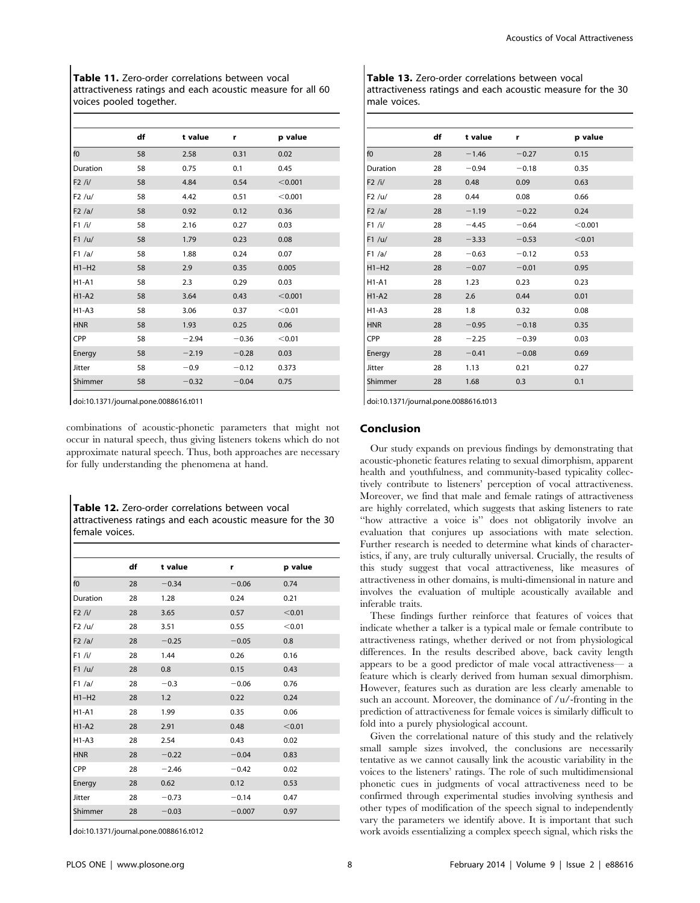**Table 11.** Zero-order correlations between vocal attractiveness ratings and each acoustic measure for all 60 voices pooled together.

| | df | t value | r | p value |
|---|---|---|---|---|
| f0 | 58 | 2.58 | 0.31 | 0.02 |
| Duration | 58 | 0.75 | 0.1 | 0.45 |
| F2 /i/ | 58 | 4.84 | 0.54 | <0.001 |
| F2 /u/ | 58 | 4.42 | 0.51 | <0.001 |
| F2 /a/ | 58 | 0.92 | 0.12 | 0.36 |
| F1 /i/ | 58 | 2.16 | 0.27 | 0.03 |
| F1 /u/ | 58 | 1.79 | 0.23 | 0.08 |
| F1 /a/ | 58 | 1.88 | 0.24 | 0.07 |
| H1–H2 | 58 | 2.9 | 0.35 | 0.005 |
| H1-A1 | 58 | 2.3 | 0.29 | 0.03 |
| H1-A2 | 58 | 3.64 | 0.43 | <0.001 |
| H1-A3 | 58 | 3.06 | 0.37 | <0.01 |
| HNR | 58 | 1.93 | 0.25 | 0.06 |
| CPP | 58 | −2.94 | −0.36 | <0.01 |
| Energy | 58 | −2.19 | −0.28 | 0.03 |
| Jitter | 58 | −0.9 | −0.12 | 0.373 |
| Shimmer | 58 | −0.32 | −0.04 | 0.75 |

doi:10.1371/journal.pone.0088616.t011

combinations of acoustic-phonetic parameters that might not occur in natural speech, thus giving listeners tokens which do not approximate natural speech. Thus, both approaches are necessary for fully understanding the phenomena at hand.

**Table 12.** Zero-order correlations between vocal attractiveness ratings and each acoustic measure for the 30 female voices.

| | df | t value | r | p value |
|---|---|---|---|---|
| f0 | 28 | −0.34 | −0.06 | 0.74 |
| Duration | 28 | 1.28 | 0.24 | 0.21 |
| F2 /i/ | 28 | 3.65 | 0.57 | <0.01 |
| F2 /u/ | 28 | 3.51 | 0.55 | <0.01 |
| F2 /a/ | 28 | −0.25 | −0.05 | 0.8 |
| F1 /i/ | 28 | 1.44 | 0.26 | 0.16 |
| F1 /u/ | 28 | 0.8 | 0.15 | 0.43 |
| F1 /a/ | 28 | −0.3 | −0.06 | 0.76 |
| H1–H2 | 28 | 1.2 | 0.22 | 0.24 |
| H1-A1 | 28 | 1.99 | 0.35 | 0.06 |
| H1-A2 | 28 | 2.91 | 0.48 | <0.01 |
| H1-A3 | 28 | 2.54 | 0.43 | 0.02 |
| HNR | 28 | −0.22 | −0.04 | 0.83 |
| CPP | 28 | −2.46 | −0.42 | 0.02 |
| Energy | 28 | 0.62 | 0.12 | 0.53 |
| Jitter | 28 | −0.73 | −0.14 | 0.47 |
| Shimmer | 28 | −0.03 | −0.007 | 0.97 |

doi:10.1371/journal.pone.0088616.t012

**Table 13.** Zero-order correlations between vocal attractiveness ratings and each acoustic measure for the 30 male voices.

| | df | t value | r | p value |
|---|---|---|---|---|
| f0 | 28 | −1.46 | −0.27 | 0.15 |
| Duration | 28 | −0.94 | −0.18 | 0.35 |
| F2 /i/ | 28 | 0.48 | 0.09 | 0.63 |
| F2 /u/ | 28 | 0.44 | 0.08 | 0.66 |
| F2 /a/ | 28 | −1.19 | −0.22 | 0.24 |
| F1 /i/ | 28 | −4.45 | −0.64 | <0.001 |
| F1 /u/ | 28 | −3.33 | −0.53 | <0.01 |
| F1 /a/ | 28 | −0.63 | −0.12 | 0.53 |
| H1–H2 | 28 | −0.07 | −0.01 | 0.95 |
| H1-A1 | 28 | 1.23 | 0.23 | 0.23 |
| H1-A2 | 28 | 2.6 | 0.44 | 0.01 |
| H1-A3 | 28 | 1.8 | 0.32 | 0.08 |
| HNR | 28 | −0.95 | −0.18 | 0.35 |
| CPP | 28 | −2.25 | −0.39 | 0.03 |
| Energy | 28 | −0.41 | −0.08 | 0.69 |
| Jitter | 28 | 1.13 | 0.21 | 0.27 |
| Shimmer | 28 | 1.68 | 0.3 | 0.1 |

doi:10.1371/journal.pone.0088616.t013

## Conclusion

Our study expands on previous findings by demonstrating that acoustic-phonetic features relating to sexual dimorphism, apparent health and youthfulness, and community-based typicality collectively contribute to listeners' perception of vocal attractiveness. Moreover, we find that male and female ratings of attractiveness are highly correlated, which suggests that asking listeners to rate "how attractive a voice is" does not obligatorily involve an evaluation that conjures up associations with mate selection. Further research is needed to determine what kinds of characteristics, if any, are truly culturally universal. Crucially, the results of this study suggest that vocal attractiveness, like measures of attractiveness in other domains, is multi-dimensional in nature and involves the evaluation of multiple acoustically available and inferable traits.

These findings further reinforce that features of voices that indicate whether a talker is a typical male or female contribute to attractiveness ratings, whether derived or not from physiological differences. In the results described above, back cavity length appears to be a good predictor of male vocal attractiveness— a feature which is clearly derived from human sexual dimorphism. However, features such as duration are less clearly amenable to such an account. Moreover, the dominance of /u/-fronting in the prediction of attractiveness for female voices is similarly difficult to fold into a purely physiological account.

Given the correlational nature of this study and the relatively small sample sizes involved, the conclusions are necessarily tentative as we cannot causally link the acoustic variability in the voices to the listeners' ratings. The role of such multidimensional phonetic cues in judgments of vocal attractiveness need to be confirmed through experimental studies involving synthesis and other types of modification of the speech signal to independently vary the parameters we identify above. It is important that such work avoids essentializing a complex speech signal, which risks the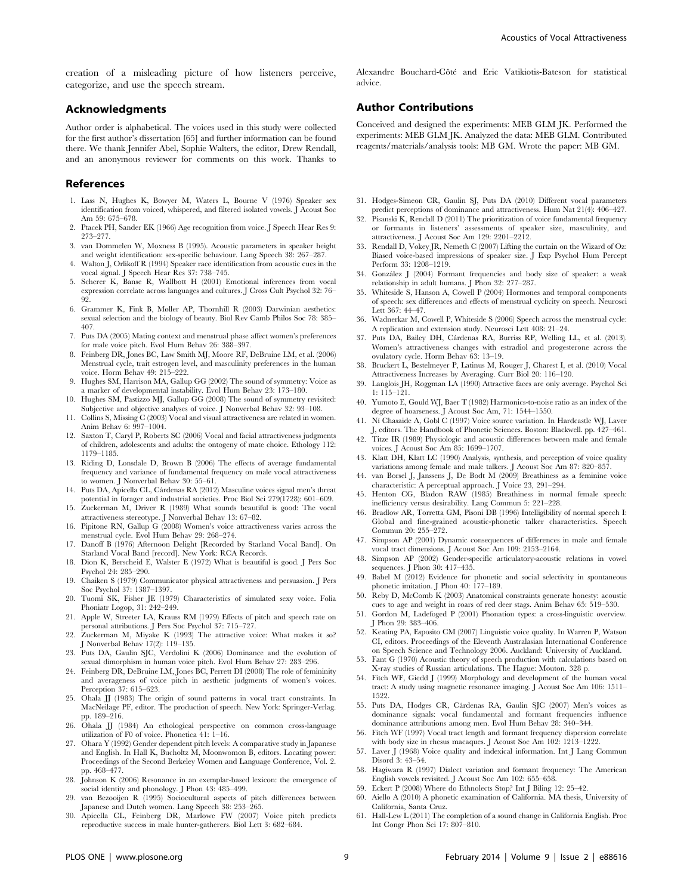creation of a misleading picture of how listeners perceive, categorize, and use the speech stream.

## Acknowledgments

Author order is alphabetical. The voices used in this study were collected for the first author's dissertation [65] and further information can be found there. We thank Jennifer Abel, Sophie Walters, the editor, Drew Rendall, and an anonymous reviewer for comments on this work. Thanks to Alexandre Bouchard-Côté and Eric Vatikiotis-Bateson for statistical advice.

## Author Contributions

Conceived and designed the experiments: MEB GLM JK. Performed the experiments: MEB GLM JK. Analyzed the data: MEB GLM. Contributed reagents/materials/analysis tools: MB GM. Wrote the paper: MB GM.

## References

1. Lass N, Hughes K, Bowyer M, Waters L, Bourne V (1976) Speaker sex identification from voiced, whispered, and filtered isolated vowels. J Acoust Soc Am 59: 675–678.
2. Ptacek PH, Sander EK (1966) Age recognition from voice. J Speech Hear Res 9: 273–277.
3. van Dommelen W, Moxness B (1995). Acoustic parameters in speaker height and weight identification: sex-specific behaviour. Lang Speech 38: 267–287.
4. Walton J, Orlikoff R (1994) Speaker race identification from acoustic cues in the vocal signal. J Speech Hear Res 37: 738–745.
5. Scherer K, Banse R, Wallbott H (2001) Emotional inferences from vocal expression correlate across languages and cultures. J Cross Cult Psychol 32: 76–92.
6. Grammer K, Fink B, Moller AP, Thornhill R (2003) Darwinian aesthetics: sexual selection and the biology of beauty. Biol Rev Camb Philos Soc 78: 385–407.
7. Puts DA (2005) Mating context and menstrual phase affect women's preferences for male voice pitch. Evol Hum Behav 26: 388–397.
8. Feinberg DR, Jones BC, Law Smith MJ, Moore RF, DeBruine LM, et al. (2006) Menstrual cycle, trait estrogen level, and masculinity preferences in the human voice. Horm Behav 49: 215–222.
9. Hughes SM, Harrison MA, Gallup GG (2002) The sound of symmetry: Voice as a marker of developmental instability. Evol Hum Behav 23: 173–180.
10. Hughes SM, Pastizzo MJ, Gallup GG (2008) The sound of symmetry revisited: Subjective and objective analyses of voice. J Nonverbal Behav 32: 93–108.
11. Collins S, Missing C (2003) Vocal and visual attractiveness are related in women. Anim Behav 6: 997–1004.
12. Saxton T, Caryl P, Roberts SC (2006) Vocal and facial attractiveness judgments of children, adolescents and adults: the ontogeny of mate choice. Ethology 112: 1179–1185.
13. Riding D, Lonsdale D, Brown B (2006) The effects of average fundamental frequency and variance of fundamental frequency on male vocal attractiveness to women. J Nonverbal Behav 30: 55–61.
14. Puts DA, Apicella CL, Cárdenas RA (2012) Masculine voices signal men's threat potential in forager and industrial societies. Proc Biol Sci 279(1728): 601–609.
15. Zuckerman M, Driver R (1989) What sounds beautiful is good: The vocal attractiveness stereotype. J Nonverbal Behav 13: 67–82.
16. Pipitone RN, Gallup G (2008) Women's voice attractiveness varies across the menstrual cycle. Evol Hum Behav 29: 268–274.
17. Danoff B (1976) Afternoon Delight [Recorded by Starland Vocal Band]. On Starland Vocal Band [record]. New York: RCA Records.
18. Dion K, Berscheid E, Walster E (1972) What is beautiful is good. J Pers Soc Psychol 24: 285–290.
19. Chaiken S (1979) Communicator physical attractiveness and persuasion. J Pers Soc Psychol 37: 1387–1397.
20. Tuomi SK, Fisher JE (1979) Characteristics of simulated sexy voice. Folia Phoniatr Logop, 31: 242–249.
21. Apple W, Streeter LA, Krauss RM (1979) Effects of pitch and speech rate on personal attributions. J Pers Soc Psychol 37: 715–727.
22. Zuckerman M, Miyake K (1993) The attractive voice: What makes it so? J Nonverbal Behav 17(2): 119–135.
23. Puts DA, Gaulin SJC, Verdolini K (2006) Dominance and the evolution of sexual dimorphism in human voice pitch. Evol Hum Behav 27: 283–296.
24. Feinberg DR, DeBruine LM, Jones BC, Perrett DI (2008) The role of femininity and averageness of voice pitch in aesthetic judgments of women's voices. Perception 37: 615–623.
25. Ohala JJ (1983) The origin of sound patterns in vocal tract constraints. In MacNeilage PF, editor. The production of speech. New York: Springer-Verlag. pp. 189–216.
26. Ohala JJ (1984) An ethological perspective on common cross-language utilization of F0 of voice. Phonetica 41: 1–16.
27. Ohara Y (1992) Gender dependent pitch levels: A comparative study in Japanese and English. In Hall K, Bucholtz M, Moonwomon B, editors. Locating power: Proceedings of the Second Berkeley Women and Language Conference, Vol. 2. pp. 468–477.
28. Johnson K (2006) Resonance in an exemplar-based lexicon: the emergence of social identity and phonology. J Phon 43: 485–499.
29. van Bezooijen R (1995) Sociocultural aspects of pitch differences between Japanese and Dutch women. Lang Speech 38: 253–265.
30. Apicella CL, Feinberg DR, Marlowe FW (2007) Voice pitch predicts reproductive success in male hunter-gatherers. Biol Lett 3: 682–684.
31. Hodges-Simeon CR, Gaulin SJ, Puts DA (2010) Different vocal parameters predict perceptions of dominance and attractiveness. Hum Nat 21(4): 406–427.
32. Pisanski K, Rendall D (2011) The prioritization of voice fundamental frequency or formants in listeners' assessments of speaker size, masculinity, and attractiveness. J Acoust Soc Am 129: 2201–2212.
33. Rendall D, Vokey JR, Nemeth C (2007) Lifting the curtain on the Wizard of Oz: Biased voice-based impressions of speaker size. J Exp Psychol Hum Percept Perform 33: 1208–1219.
34. González J (2004) Formant frequencies and body size of speaker: a weak relationship in adult humans. J Phon 32: 277–287.
35. Whiteside S, Hanson A, Cowell P (2004) Hormones and temporal components of speech: sex differences and effects of menstrual cyclicity on speech. Neurosci Lett 367: 44–47.
36. Wadnerkar M, Cowell P, Whiteside S (2006) Speech across the menstrual cycle: A replication and extension study. Neurosci Lett 408: 21–24.
37. Puts DA, Bailey DH, Cárdenas RA, Burriss RP, Welling LL, et al. (2013). Women's attractiveness changes with estradiol and progesterone across the ovulatory cycle. Horm Behav 63: 13–19.
38. Bruckert L, Bestelmeyer P, Latinus M, Rouger J, Charest I, et al. (2010) Vocal Attractiveness Increases by Averaging. Curr Biol 20: 116–120.
39. Langlois JH, Roggman LA (1990) Attractive faces are only average. Psychol Sci 1: 115–121.
40. Yumoto E, Gould WJ, Baer T (1982) Harmonics-to-noise ratio as an index of the degree of hoarseness. J Acoust Soc Am, 71: 1544–1550.
41. Ní Chasaide A, Gobl C (1997) Voice source variation. In Hardcastle WJ, Laver J, editors. The Handbook of Phonetic Sciences. Boston: Blackwell. pp. 427–461.
42. Titze IR (1989) Physiologic and acoustic differences between male and female voices. J Acoust Soc Am 85: 1699–1707.
43. Klatt DH, Klatt LC (1990) Analysis, synthesis, and perception of voice quality variations among female and male talkers. J Acoust Soc Am 87: 820–857.
44. van Borsel J, Janssens J, De Bodt M (2009) Breathiness as a feminine voice characteristic: A perceptual approach. J Voice 23, 291–294.
45. Henton CG, Bladon RAW (1985) Breathiness in normal female speech: inefficiency versus desirability. Lang Commun 5: 221–228.
46. Bradlow AR, Torretta GM, Pisoni DB (1996) Intelligibility of normal speech I: Global and fine-grained acoustic-phonetic talker characteristics. Speech Commun 20: 255–272.
47. Simpson AP (2001) Dynamic consequences of differences in male and female vocal tract dimensions. J Acoust Soc Am 109: 2153–2164.
48. Simpson AP (2002) Gender-specific articulatory-acoustic relations in vowel sequences. J Phon 30: 417–435.
49. Babel M (2012) Evidence for phonetic and social selectivity in spontaneous phonetic imitation. J Phon 40: 177–189.
50. Reby D, McComb K (2003) Anatomical constraints generate honesty: acoustic cues to age and weight in roars of red deer stags. Anim Behav 65: 519–530.
51. Gordon M, Ladefoged P (2001) Phonation types: a cross-linguistic overview. J Phon 29: 383–406.
52. Keating PA, Esposito CM (2007) Linguistic voice quality. In Warren P, Watson CI, editors. Proceedings of the Eleventh Australasian International Conference on Speech Science and Technology 2006. Auckland: University of Auckland.
53. Fant G (1970) Acoustic theory of speech production with calculations based on X-ray studies of Russian articulations. The Hague: Mouton. 328 p.
54. Fitch WF, Giedd J (1999) Morphology and development of the human vocal tract: A study using magnetic resonance imaging. J Acoust Soc Am 106: 1511–1522.
55. Puts DA, Hodges CR, Cárdenas RA, Gaulin SJC (2007) Men's voices as dominance signals: vocal fundamental and formant frequencies influence dominance attributions among men. Evol Hum Behav 28: 340–344.
56. Fitch WF (1997) Vocal tract length and formant frequency dispersion correlate with body size in rhesus macaques. J Acoust Soc Am 102: 1213–1222.
57. Laver J (1968) Voice quality and indexical information. Int J Lang Commun Disord 3: 43–54.
58. Hagiwara R (1997) Dialect variation and formant frequency: The American English vowels revisited. J Acoust Soc Am 102: 655–658.
59. Eckert P (2008) Where do Ethnolects Stop? Int J Biling 12: 25–42.
60. Aiello A (2010) A phonetic examination of California. MA thesis, University of California, Santa Cruz.
61. Hall-Lew L (2011) The completion of a sound change in California English. Proc Int Congr Phon Sci 17: 807–810.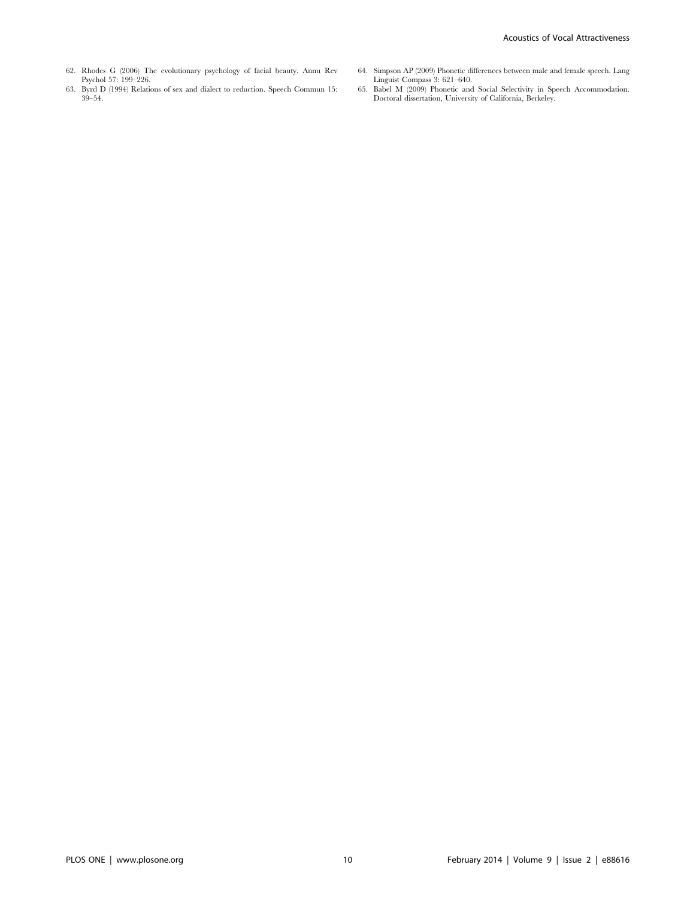62. Rhodes G (2006) The evolutionary psychology of facial beauty. Annu Rev Psychol 57: 199–226.
63. Byrd D (1994) Relations of sex and dialect to reduction. Speech Commun 15: 39–54.
64. Simpson AP (2009) Phonetic differences between male and female speech. Lang Linguist Compass 3: 621–640.
65. Babel M (2009) Phonetic and Social Selectivity in Speech Accommodation. Doctoral dissertation, University of California, Berkeley.